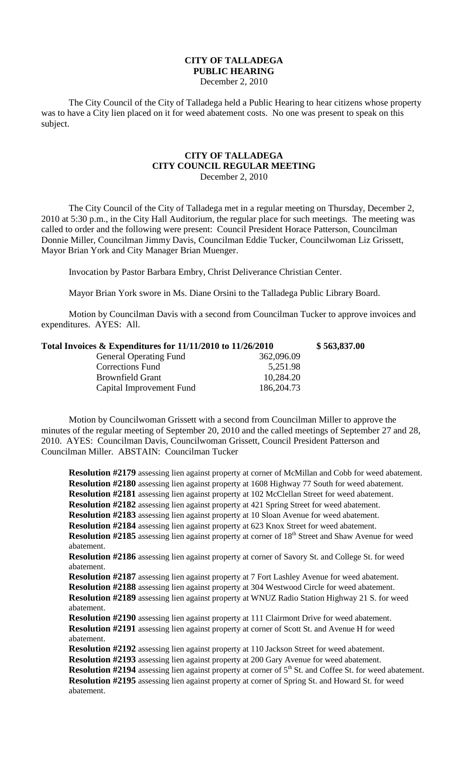# CITY OF TALLADEGA
## PUBLIC HEARING
December 2, 2010

The City Council of the City of Talladega held a Public Hearing to hear citizens whose property was to have a City lien placed on it for weed abatement costs. No one was present to speak on this subject.

# CITY OF TALLADEGA
## CITY COUNCIL REGULAR MEETING
December 2, 2010

The City Council of the City of Talladega met in a regular meeting on Thursday, December 2, 2010 at 5:30 p.m., in the City Hall Auditorium, the regular place for such meetings. The meeting was called to order and the following were present: Council President Horace Patterson, Councilman Donnie Miller, Councilman Jimmy Davis, Councilman Eddie Tucker, Councilwoman Liz Grissett, Mayor Brian York and City Manager Brian Muenger.

Invocation by Pastor Barbara Embry, Christ Deliverance Christian Center.

Mayor Brian York swore in Ms. Diane Orsini to the Talladega Public Library Board.

Motion by Councilman Davis with a second from Councilman Tucker to approve invoices and expenditures. AYES: All.

| **Total Invoices & Expenditures for 11/11/2010 to 11/26/2010** | | **$ 563,837.00** |
|---|---|---|
| General Operating Fund | 362,096.09 | |
| Corrections Fund | 5,251.98 | |
| Brownfield Grant | 10,284.20 | |
| Capital Improvement Fund | 186,204.73 | |

Motion by Councilwoman Grissett with a second from Councilman Miller to approve the minutes of the regular meeting of September 20, 2010 and the called meetings of September 27 and 28, 2010. AYES: Councilman Davis, Councilwoman Grissett, Council President Patterson and Councilman Miller. ABSTAIN: Councilman Tucker

**Resolution #2179** assessing lien against property at corner of McMillan and Cobb for weed abatement.
**Resolution #2180** assessing lien against property at 1608 Highway 77 South for weed abatement.
**Resolution #2181** assessing lien against property at 102 McClellan Street for weed abatement.
**Resolution #2182** assessing lien against property at 421 Spring Street for weed abatement.
**Resolution #2183** assessing lien against property at 10 Sloan Avenue for weed abatement.
**Resolution #2184** assessing lien against property at 623 Knox Street for weed abatement.
**Resolution #2185** assessing lien against property at corner of 18th Street and Shaw Avenue for weed abatement.
**Resolution #2186** assessing lien against property at corner of Savory St. and College St. for weed abatement.
**Resolution #2187** assessing lien against property at 7 Fort Lashley Avenue for weed abatement.
**Resolution #2188** assessing lien against property at 304 Westwood Circle for weed abatement.
**Resolution #2189** assessing lien against property at WNUZ Radio Station Highway 21 S. for weed abatement.
**Resolution #2190** assessing lien against property at 111 Clairmont Drive for weed abatement.
**Resolution #2191** assessing lien against property at corner of Scott St. and Avenue H for weed abatement.
**Resolution #2192** assessing lien against property at 110 Jackson Street for weed abatement.
**Resolution #2193** assessing lien against property at 200 Gary Avenue for weed abatement.
**Resolution #2194** assessing lien against property at corner of 5th St. and Coffee St. for weed abatement.
**Resolution #2195** assessing lien against property at corner of Spring St. and Howard St. for weed abatement.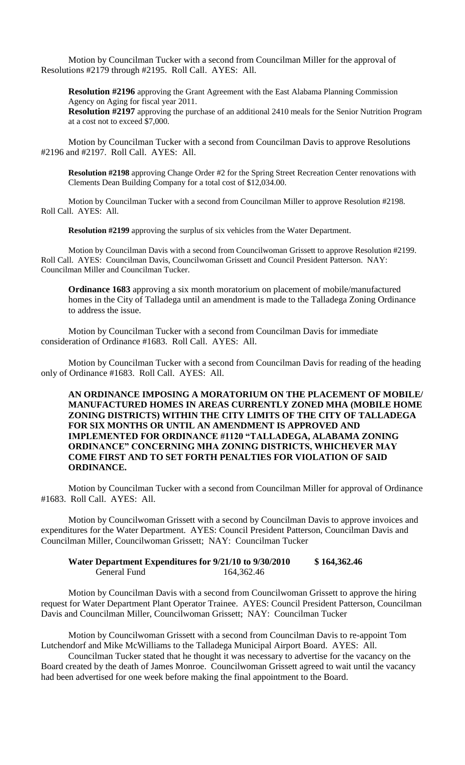Motion by Councilman Tucker with a second from Councilman Miller for the approval of Resolutions #2179 through #2195. Roll Call. AYES: All.

**Resolution #2196** approving the Grant Agreement with the East Alabama Planning Commission Agency on Aging for fiscal year 2011.

**Resolution #2197** approving the purchase of an additional 2410 meals for the Senior Nutrition Program at a cost not to exceed $7,000.

Motion by Councilman Tucker with a second from Councilman Davis to approve Resolutions #2196 and #2197. Roll Call. AYES: All.

**Resolution #2198** approving Change Order #2 for the Spring Street Recreation Center renovations with Clements Dean Building Company for a total cost of $12,034.00.

Motion by Councilman Tucker with a second from Councilman Miller to approve Resolution #2198. Roll Call. AYES: All.

**Resolution #2199** approving the surplus of six vehicles from the Water Department.

Motion by Councilman Davis with a second from Councilwoman Grissett to approve Resolution #2199. Roll Call. AYES: Councilman Davis, Councilwoman Grissett and Council President Patterson. NAY: Councilman Miller and Councilman Tucker.

**Ordinance 1683** approving a six month moratorium on placement of mobile/manufactured homes in the City of Talladega until an amendment is made to the Talladega Zoning Ordinance to address the issue.

Motion by Councilman Tucker with a second from Councilman Davis for immediate consideration of Ordinance #1683. Roll Call. AYES: All.

Motion by Councilman Tucker with a second from Councilman Davis for reading of the heading only of Ordinance #1683. Roll Call. AYES: All.

**AN ORDINANCE IMPOSING A MORATORIUM ON THE PLACEMENT OF MOBILE/ MANUFACTURED HOMES IN AREAS CURRENTLY ZONED MHA (MOBILE HOME ZONING DISTRICTS) WITHIN THE CITY LIMITS OF THE CITY OF TALLADEGA FOR SIX MONTHS OR UNTIL AN AMENDMENT IS APPROVED AND IMPLEMENTED FOR ORDINANCE #1120 "TALLADEGA, ALABAMA ZONING ORDINANCE" CONCERNING MHA ZONING DISTRICTS, WHICHEVER MAY COME FIRST AND TO SET FORTH PENALTIES FOR VIOLATION OF SAID ORDINANCE.**

Motion by Councilman Tucker with a second from Councilman Miller for approval of Ordinance #1683. Roll Call. AYES: All.

Motion by Councilwoman Grissett with a second by Councilman Davis to approve invoices and expenditures for the Water Department. AYES: Council President Patterson, Councilman Davis and Councilman Miller, Councilwoman Grissett; NAY: Councilman Tucker

**Water Department Expenditures for 9/21/10 to 9/30/2010 $ 164,362.46**
General Fund 164,362.46

Motion by Councilman Davis with a second from Councilwoman Grissett to approve the hiring request for Water Department Plant Operator Trainee. AYES: Council President Patterson, Councilman Davis and Councilman Miller, Councilwoman Grissett; NAY: Councilman Tucker

Motion by Councilwoman Grissett with a second from Councilman Davis to re-appoint Tom Lutchendorf and Mike McWilliams to the Talladega Municipal Airport Board. AYES: All.

Councilman Tucker stated that he thought it was necessary to advertise for the vacancy on the Board created by the death of James Monroe. Councilwoman Grissett agreed to wait until the vacancy had been advertised for one week before making the final appointment to the Board.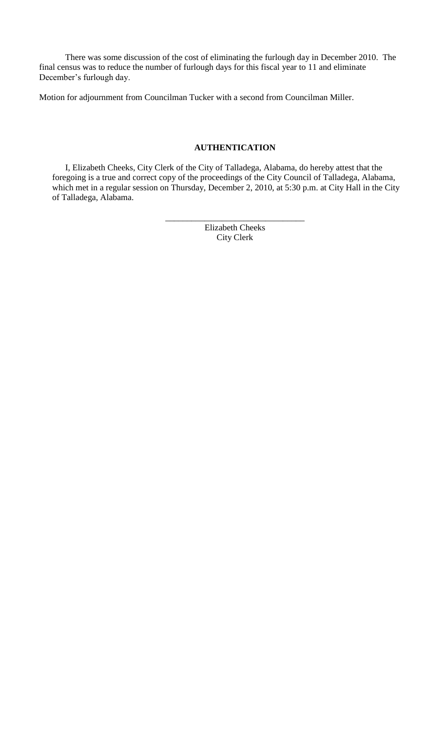There was some discussion of the cost of eliminating the furlough day in December 2010. The final census was to reduce the number of furlough days for this fiscal year to 11 and eliminate December's furlough day.

Motion for adjournment from Councilman Tucker with a second from Councilman Miller.

**AUTHENTICATION**

I, Elizabeth Cheeks, City Clerk of the City of Talladega, Alabama, do hereby attest that the foregoing is a true and correct copy of the proceedings of the City Council of Talladega, Alabama, which met in a regular session on Thursday, December 2, 2010, at 5:30 p.m. at City Hall in the City of Talladega, Alabama.

\_\_\_\_\_\_\_\_\_\_\_\_\_\_\_\_\_\_\_\_\_\_\_\_\_\_\_\_\_\_\_\_

Elizabeth Cheeks
City Clerk